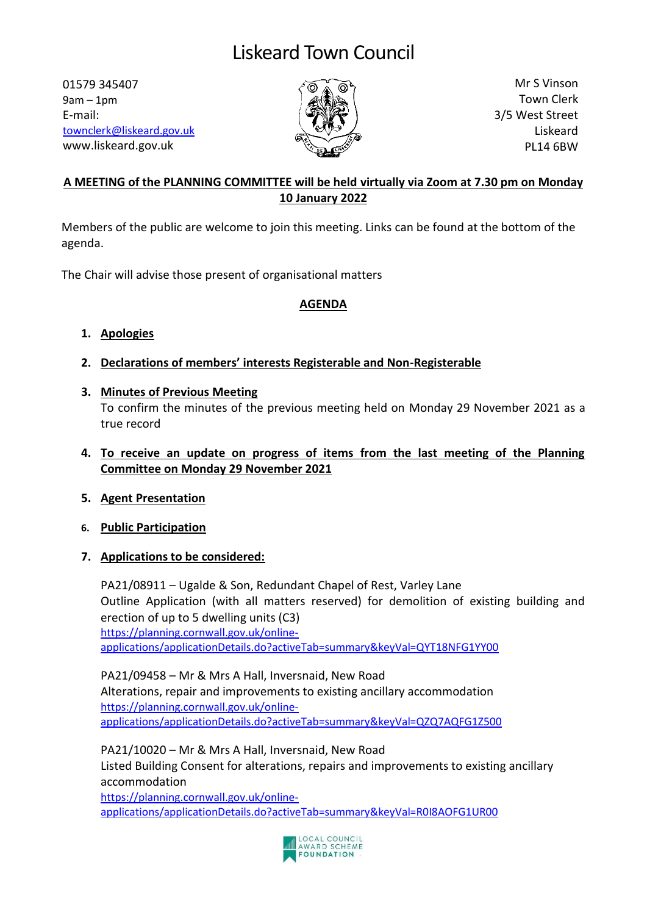# Liskeard Town Council

01579 345407
9am – 1pm
E-mail:
townclerk@liskeard.gov.uk
www.liskeard.gov.uk

Mr S Vinson
Town Clerk
3/5 West Street
Liskeard
PL14 6BW

**A MEETING of the PLANNING COMMITTEE will be held virtually via Zoom at 7.30 pm on Monday 10 January 2022**

Members of the public are welcome to join this meeting. Links can be found at the bottom of the agenda.

The Chair will advise those present of organisational matters

**AGENDA**

1. **Apologies**
2. **Declarations of members' interests Registerable and Non-Registerable**
3. **Minutes of Previous Meeting**
   To confirm the minutes of the previous meeting held on Monday 29 November 2021 as a true record
4. **To receive an update on progress of items from the last meeting of the Planning Committee on Monday 29 November 2021**
5. **Agent Presentation**
6. **Public Participation**
7. **Applications to be considered:**

   PA21/08911 – Ugalde & Son, Redundant Chapel of Rest, Varley Lane
   Outline Application (with all matters reserved) for demolition of existing building and erection of up to 5 dwelling units (C3)
   https://planning.cornwall.gov.uk/online-applications/applicationDetails.do?activeTab=summary&keyVal=QYT18NFG1YY00

   PA21/09458 – Mr & Mrs A Hall, Inversnaid, New Road
   Alterations, repair and improvements to existing ancillary accommodation
   https://planning.cornwall.gov.uk/online-applications/applicationDetails.do?activeTab=summary&keyVal=QZQ7AQFG1Z500

   PA21/10020 – Mr & Mrs A Hall, Inversnaid, New Road
   Listed Building Consent for alterations, repairs and improvements to existing ancillary accommodation
   https://planning.cornwall.gov.uk/online-applications/applicationDetails.do?activeTab=summary&keyVal=R0I8AOFG1UR00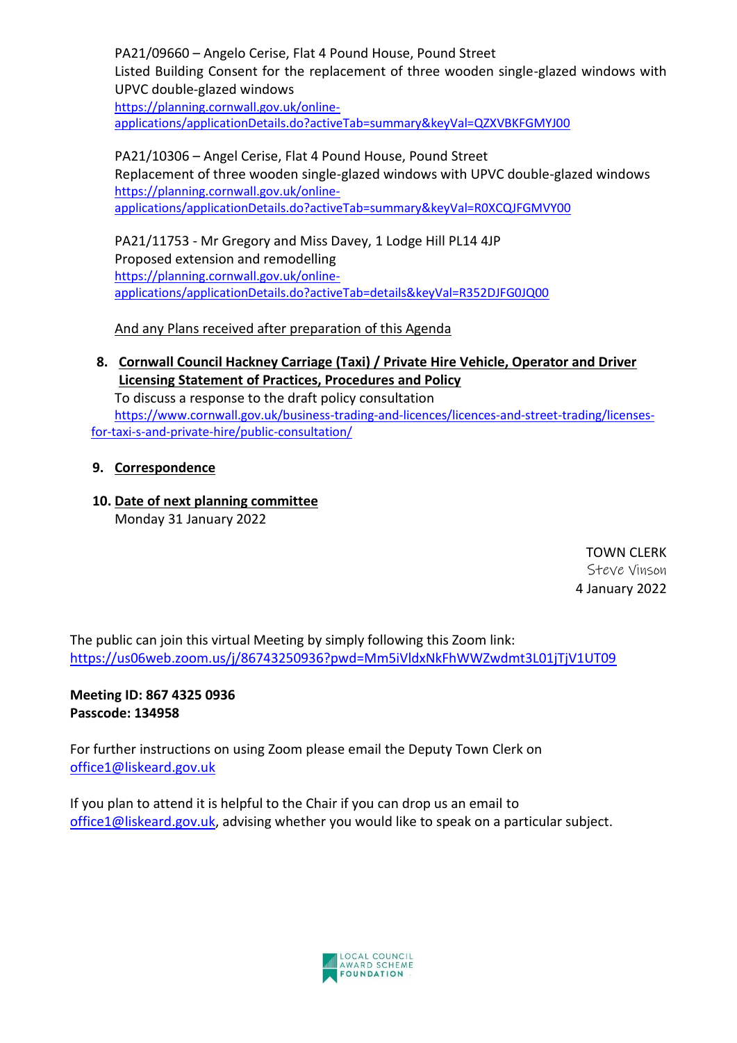PA21/09660 – Angelo Cerise, Flat 4 Pound House, Pound Street
Listed Building Consent for the replacement of three wooden single-glazed windows with UPVC double-glazed windows
https://planning.cornwall.gov.uk/online-applications/applicationDetails.do?activeTab=summary&keyVal=QZXVBKFGMYJ00

PA21/10306 – Angel Cerise, Flat 4 Pound House, Pound Street
Replacement of three wooden single-glazed windows with UPVC double-glazed windows
https://planning.cornwall.gov.uk/online-applications/applicationDetails.do?activeTab=summary&keyVal=R0XCQJFGMVY00

PA21/11753 - Mr Gregory and Miss Davey, 1 Lodge Hill PL14 4JP
Proposed extension and remodelling
https://planning.cornwall.gov.uk/online-applications/applicationDetails.do?activeTab=details&keyVal=R352DJFG0JQ00

And any Plans received after preparation of this Agenda

8. **Cornwall Council Hackney Carriage (Taxi) / Private Hire Vehicle, Operator and Driver Licensing Statement of Practices, Procedures and Policy**
   To discuss a response to the draft policy consultation
   https://www.cornwall.gov.uk/business-trading-and-licences/licences-and-street-trading/licenses-for-taxi-s-and-private-hire/public-consultation/

9. **Correspondence**

10. **Date of next planning committee**
    Monday 31 January 2022

TOWN CLERK
Steve Vinson
4 January 2022

The public can join this virtual Meeting by simply following this Zoom link:
https://us06web.zoom.us/j/86743250936?pwd=Mm5iVldxNkFhWWZwdmt3L01jTjV1UT09

**Meeting ID: 867 4325 0936**
**Passcode: 134958**

For further instructions on using Zoom please email the Deputy Town Clerk on office1@liskeard.gov.uk

If you plan to attend it is helpful to the Chair if you can drop us an email to office1@liskeard.gov.uk, advising whether you would like to speak on a particular subject.

LOCAL COUNCIL AWARD SCHEME FOUNDATION